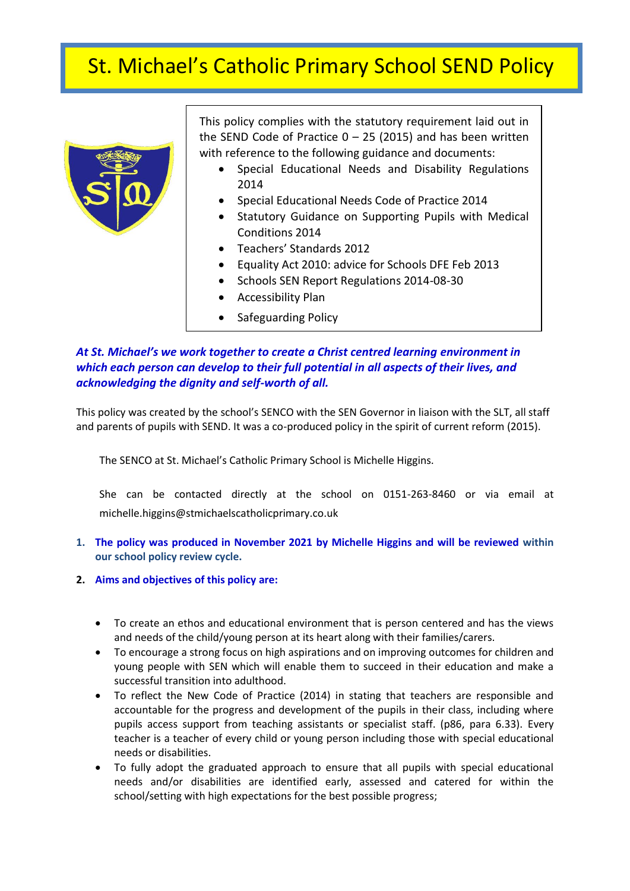# St. Michael's Catholic Primary School SEND Policy

This policy complies with the statutory requirement laid out in the SEND Code of Practice 0 – 25 (2015) and has been written with reference to the following guidance and documents:

- Special Educational Needs and Disability Regulations 2014
- Special Educational Needs Code of Practice 2014
- Statutory Guidance on Supporting Pupils with Medical Conditions 2014
- Teachers' Standards 2012
- Equality Act 2010: advice for Schools DFE Feb 2013
- Schools SEN Report Regulations 2014-08-30
- Accessibility Plan
- Safeguarding Policy

***At St. Michael's we work together to create a Christ centred learning environment in which each person can develop to their full potential in all aspects of their lives, and acknowledging the dignity and self-worth of all.***

This policy was created by the school's SENCO with the SEN Governor in liaison with the SLT, all staff and parents of pupils with SEND. It was a co-produced policy in the spirit of current reform (2015).

The SENCO at St. Michael's Catholic Primary School is Michelle Higgins.

She can be contacted directly at the school on 0151-263-8460 or via email at michelle.higgins@stmichaelscatholicprimary.co.uk

1. **The policy was produced in November 2021 by Michelle Higgins and will be reviewed within our school policy review cycle.**
2. **Aims and objectives of this policy are:**

- To create an ethos and educational environment that is person centered and has the views and needs of the child/young person at its heart along with their families/carers.
- To encourage a strong focus on high aspirations and on improving outcomes for children and young people with SEN which will enable them to succeed in their education and make a successful transition into adulthood.
- To reflect the New Code of Practice (2014) in stating that teachers are responsible and accountable for the progress and development of the pupils in their class, including where pupils access support from teaching assistants or specialist staff. (p86, para 6.33). Every teacher is a teacher of every child or young person including those with special educational needs or disabilities.
- To fully adopt the graduated approach to ensure that all pupils with special educational needs and/or disabilities are identified early, assessed and catered for within the school/setting with high expectations for the best possible progress;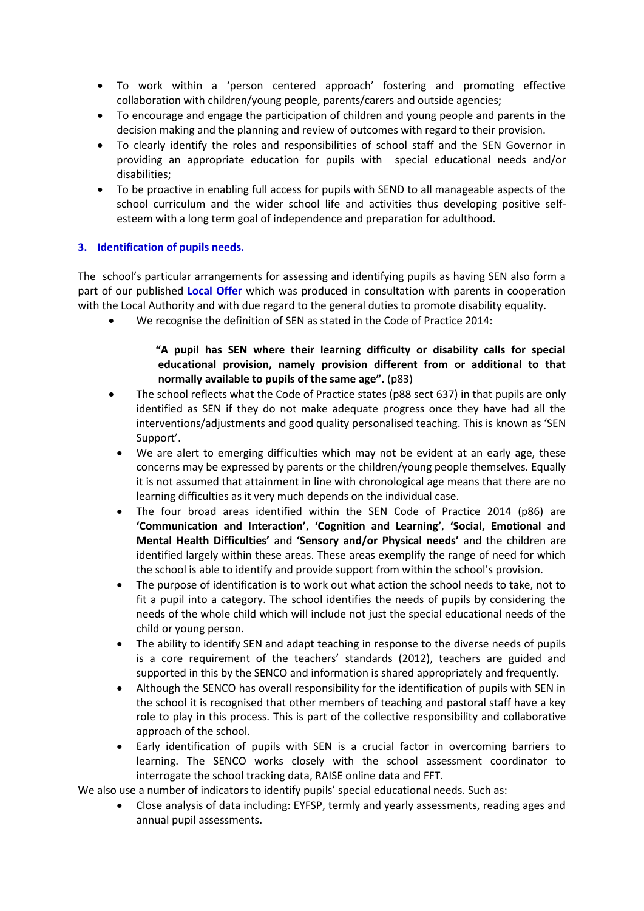- To work within a 'person centered approach' fostering and promoting effective collaboration with children/young people, parents/carers and outside agencies;
- To encourage and engage the participation of children and young people and parents in the decision making and the planning and review of outcomes with regard to their provision.
- To clearly identify the roles and responsibilities of school staff and the SEN Governor in providing an appropriate education for pupils with special educational needs and/or disabilities;
- To be proactive in enabling full access for pupils with SEND to all manageable aspects of the school curriculum and the wider school life and activities thus developing positive self-esteem with a long term goal of independence and preparation for adulthood.

## 3. Identification of pupils needs.

The school's particular arrangements for assessing and identifying pupils as having SEN also form a part of our published **Local Offer** which was produced in consultation with parents in cooperation with the Local Authority and with due regard to the general duties to promote disability equality.

- We recognise the definition of SEN as stated in the Code of Practice 2014:

  **"A pupil has SEN where their learning difficulty or disability calls for special educational provision, namely provision different from or additional to that normally available to pupils of the same age".** (p83)

- The school reflects what the Code of Practice states (p88 sect 637) in that pupils are only identified as SEN if they do not make adequate progress once they have had all the interventions/adjustments and good quality personalised teaching. This is known as 'SEN Support'.
- We are alert to emerging difficulties which may not be evident at an early age, these concerns may be expressed by parents or the children/young people themselves. Equally it is not assumed that attainment in line with chronological age means that there are no learning difficulties as it very much depends on the individual case.
- The four broad areas identified within the SEN Code of Practice 2014 (p86) are **'Communication and Interaction'**, **'Cognition and Learning'**, **'Social, Emotional and Mental Health Difficulties'** and **'Sensory and/or Physical needs'** and the children are identified largely within these areas. These areas exemplify the range of need for which the school is able to identify and provide support from within the school's provision.
- The purpose of identification is to work out what action the school needs to take, not to fit a pupil into a category. The school identifies the needs of pupils by considering the needs of the whole child which will include not just the special educational needs of the child or young person.
- The ability to identify SEN and adapt teaching in response to the diverse needs of pupils is a core requirement of the teachers' standards (2012), teachers are guided and supported in this by the SENCO and information is shared appropriately and frequently.
- Although the SENCO has overall responsibility for the identification of pupils with SEN in the school it is recognised that other members of teaching and pastoral staff have a key role to play in this process. This is part of the collective responsibility and collaborative approach of the school.
- Early identification of pupils with SEN is a crucial factor in overcoming barriers to learning. The SENCO works closely with the school assessment coordinator to interrogate the school tracking data, RAISE online data and FFT.

We also use a number of indicators to identify pupils' special educational needs. Such as:

- Close analysis of data including: EYFSP, termly and yearly assessments, reading ages and annual pupil assessments.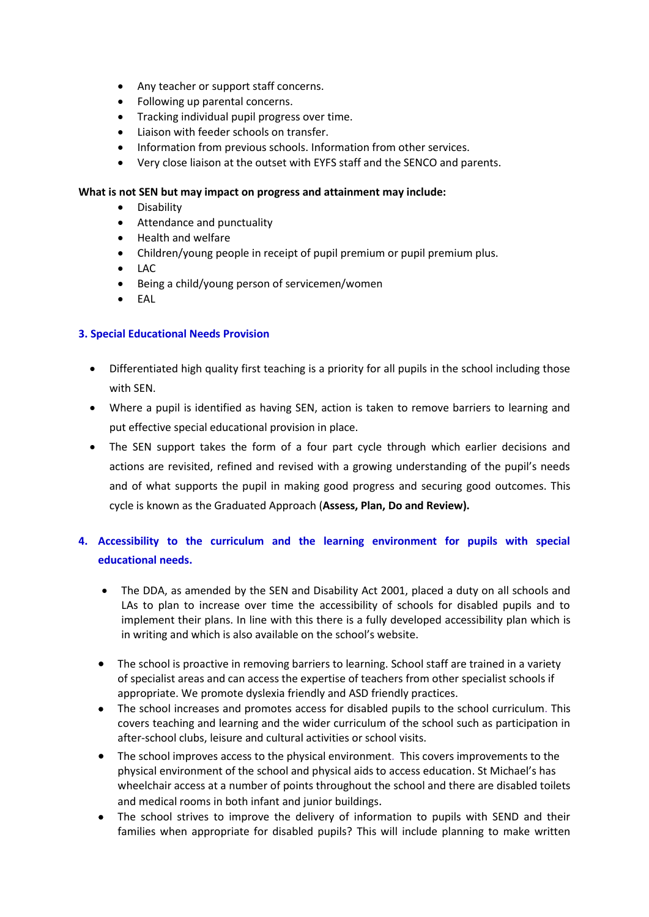- Any teacher or support staff concerns.
- Following up parental concerns.
- Tracking individual pupil progress over time.
- Liaison with feeder schools on transfer.
- Information from previous schools. Information from other services.
- Very close liaison at the outset with EYFS staff and the SENCO and parents.

**What is not SEN but may impact on progress and attainment may include:**

- Disability
- Attendance and punctuality
- Health and welfare
- Children/young people in receipt of pupil premium or pupil premium plus.
- LAC
- Being a child/young person of servicemen/women
- EAL

## 3. Special Educational Needs Provision

- Differentiated high quality first teaching is a priority for all pupils in the school including those with SEN.
- Where a pupil is identified as having SEN, action is taken to remove barriers to learning and put effective special educational provision in place.
- The SEN support takes the form of a four part cycle through which earlier decisions and actions are revisited, refined and revised with a growing understanding of the pupil's needs and of what supports the pupil in making good progress and securing good outcomes. This cycle is known as the Graduated Approach (**Assess, Plan, Do and Review).**

## 4. Accessibility to the curriculum and the learning environment for pupils with special educational needs.

- The DDA, as amended by the SEN and Disability Act 2001, placed a duty on all schools and LAs to plan to increase over time the accessibility of schools for disabled pupils and to implement their plans. In line with this there is a fully developed accessibility plan which is in writing and which is also available on the school's website.

- The school is proactive in removing barriers to learning. School staff are trained in a variety of specialist areas and can access the expertise of teachers from other specialist schools if appropriate. We promote dyslexia friendly and ASD friendly practices.
- The school increases and promotes access for disabled pupils to the school curriculum. This covers teaching and learning and the wider curriculum of the school such as participation in after-school clubs, leisure and cultural activities or school visits.
- The school improves access to the physical environment. This covers improvements to the physical environment of the school and physical aids to access education. St Michael's has wheelchair access at a number of points throughout the school and there are disabled toilets and medical rooms in both infant and junior buildings.
- The school strives to improve the delivery of information to pupils with SEND and their families when appropriate for disabled pupils? This will include planning to make written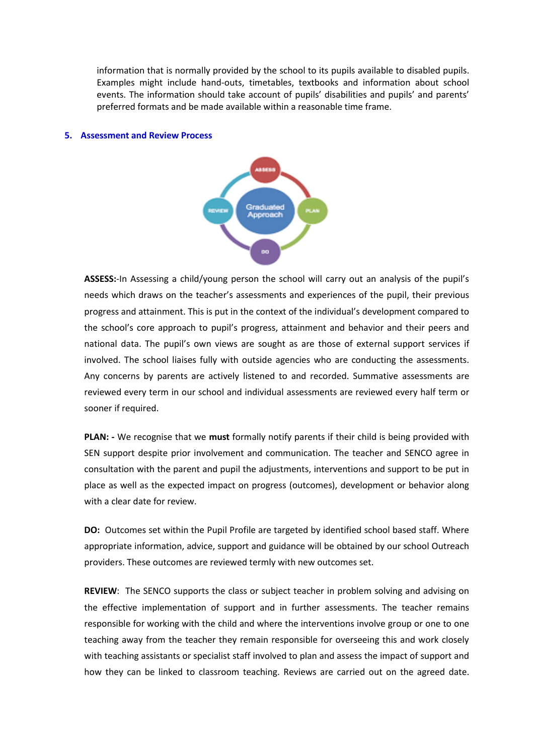information that is normally provided by the school to its pupils available to disabled pupils. Examples might include hand-outs, timetables, textbooks and information about school events. The information should take account of pupils' disabilities and pupils' and parents' preferred formats and be made available within a reasonable time frame.

## 5. Assessment and Review Process

**ASSESS:**-In Assessing a child/young person the school will carry out an analysis of the pupil's needs which draws on the teacher's assessments and experiences of the pupil, their previous progress and attainment. This is put in the context of the individual's development compared to the school's core approach to pupil's progress, attainment and behavior and their peers and national data. The pupil's own views are sought as are those of external support services if involved. The school liaises fully with outside agencies who are conducting the assessments. Any concerns by parents are actively listened to and recorded. Summative assessments are reviewed every term in our school and individual assessments are reviewed every half term or sooner if required.

**PLAN: -** We recognise that we **must** formally notify parents if their child is being provided with SEN support despite prior involvement and communication. The teacher and SENCO agree in consultation with the parent and pupil the adjustments, interventions and support to be put in place as well as the expected impact on progress (outcomes), development or behavior along with a clear date for review.

**DO:** Outcomes set within the Pupil Profile are targeted by identified school based staff. Where appropriate information, advice, support and guidance will be obtained by our school Outreach providers. These outcomes are reviewed termly with new outcomes set.

**REVIEW**: The SENCO supports the class or subject teacher in problem solving and advising on the effective implementation of support and in further assessments. The teacher remains responsible for working with the child and where the interventions involve group or one to one teaching away from the teacher they remain responsible for overseeing this and work closely with teaching assistants or specialist staff involved to plan and assess the impact of support and how they can be linked to classroom teaching. Reviews are carried out on the agreed date.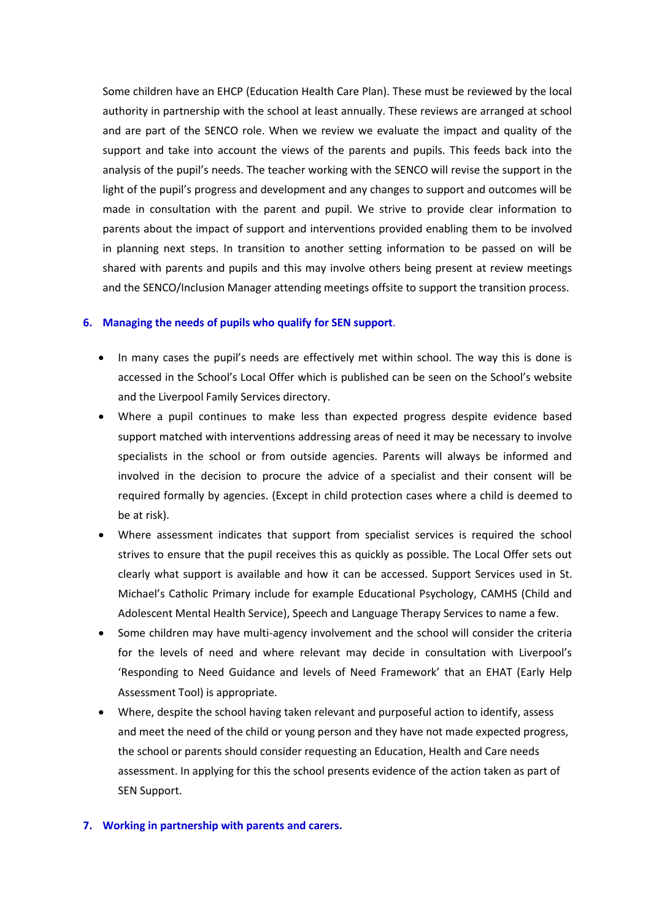Some children have an EHCP (Education Health Care Plan). These must be reviewed by the local authority in partnership with the school at least annually. These reviews are arranged at school and are part of the SENCO role. When we review we evaluate the impact and quality of the support and take into account the views of the parents and pupils. This feeds back into the analysis of the pupil's needs. The teacher working with the SENCO will revise the support in the light of the pupil's progress and development and any changes to support and outcomes will be made in consultation with the parent and pupil. We strive to provide clear information to parents about the impact of support and interventions provided enabling them to be involved in planning next steps. In transition to another setting information to be passed on will be shared with parents and pupils and this may involve others being present at review meetings and the SENCO/Inclusion Manager attending meetings offsite to support the transition process.

## 6. Managing the needs of pupils who qualify for SEN support.

- In many cases the pupil's needs are effectively met within school. The way this is done is accessed in the School's Local Offer which is published can be seen on the School's website and the Liverpool Family Services directory.
- Where a pupil continues to make less than expected progress despite evidence based support matched with interventions addressing areas of need it may be necessary to involve specialists in the school or from outside agencies. Parents will always be informed and involved in the decision to procure the advice of a specialist and their consent will be required formally by agencies. (Except in child protection cases where a child is deemed to be at risk).
- Where assessment indicates that support from specialist services is required the school strives to ensure that the pupil receives this as quickly as possible. The Local Offer sets out clearly what support is available and how it can be accessed. Support Services used in St. Michael's Catholic Primary include for example Educational Psychology, CAMHS (Child and Adolescent Mental Health Service), Speech and Language Therapy Services to name a few.
- Some children may have multi-agency involvement and the school will consider the criteria for the levels of need and where relevant may decide in consultation with Liverpool's 'Responding to Need Guidance and levels of Need Framework' that an EHAT (Early Help Assessment Tool) is appropriate.
- Where, despite the school having taken relevant and purposeful action to identify, assess and meet the need of the child or young person and they have not made expected progress, the school or parents should consider requesting an Education, Health and Care needs assessment. In applying for this the school presents evidence of the action taken as part of SEN Support.

## 7. Working in partnership with parents and carers.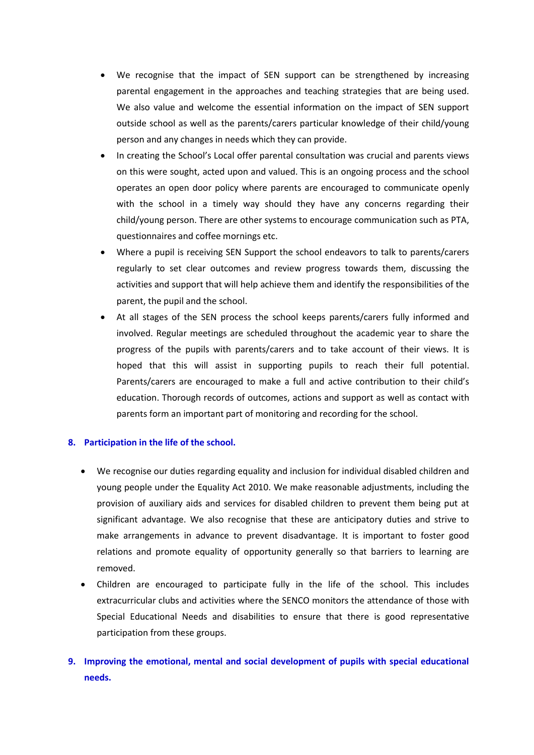- We recognise that the impact of SEN support can be strengthened by increasing parental engagement in the approaches and teaching strategies that are being used. We also value and welcome the essential information on the impact of SEN support outside school as well as the parents/carers particular knowledge of their child/young person and any changes in needs which they can provide.
- In creating the School's Local offer parental consultation was crucial and parents views on this were sought, acted upon and valued. This is an ongoing process and the school operates an open door policy where parents are encouraged to communicate openly with the school in a timely way should they have any concerns regarding their child/young person. There are other systems to encourage communication such as PTA, questionnaires and coffee mornings etc.
- Where a pupil is receiving SEN Support the school endeavors to talk to parents/carers regularly to set clear outcomes and review progress towards them, discussing the activities and support that will help achieve them and identify the responsibilities of the parent, the pupil and the school.
- At all stages of the SEN process the school keeps parents/carers fully informed and involved. Regular meetings are scheduled throughout the academic year to share the progress of the pupils with parents/carers and to take account of their views. It is hoped that this will assist in supporting pupils to reach their full potential. Parents/carers are encouraged to make a full and active contribution to their child's education. Thorough records of outcomes, actions and support as well as contact with parents form an important part of monitoring and recording for the school.

## 8. Participation in the life of the school.

- We recognise our duties regarding equality and inclusion for individual disabled children and young people under the Equality Act 2010. We make reasonable adjustments, including the provision of auxiliary aids and services for disabled children to prevent them being put at significant advantage. We also recognise that these are anticipatory duties and strive to make arrangements in advance to prevent disadvantage. It is important to foster good relations and promote equality of opportunity generally so that barriers to learning are removed.
- Children are encouraged to participate fully in the life of the school. This includes extracurricular clubs and activities where the SENCO monitors the attendance of those with Special Educational Needs and disabilities to ensure that there is good representative participation from these groups.

## 9. Improving the emotional, mental and social development of pupils with special educational needs.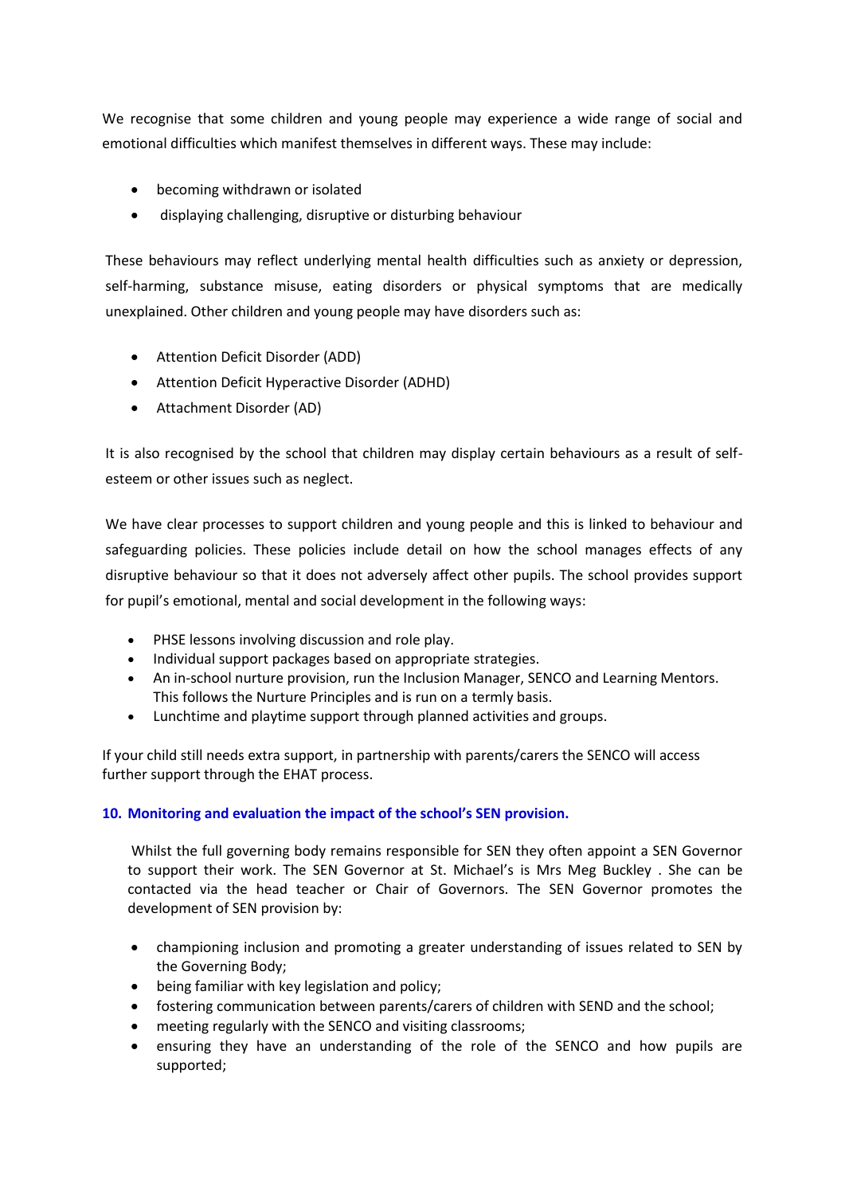We recognise that some children and young people may experience a wide range of social and emotional difficulties which manifest themselves in different ways. These may include:

- becoming withdrawn or isolated
- displaying challenging, disruptive or disturbing behaviour

These behaviours may reflect underlying mental health difficulties such as anxiety or depression, self-harming, substance misuse, eating disorders or physical symptoms that are medically unexplained. Other children and young people may have disorders such as:

- Attention Deficit Disorder (ADD)
- Attention Deficit Hyperactive Disorder (ADHD)
- Attachment Disorder (AD)

It is also recognised by the school that children may display certain behaviours as a result of self-esteem or other issues such as neglect.

We have clear processes to support children and young people and this is linked to behaviour and safeguarding policies. These policies include detail on how the school manages effects of any disruptive behaviour so that it does not adversely affect other pupils. The school provides support for pupil's emotional, mental and social development in the following ways:

- PHSE lessons involving discussion and role play.
- Individual support packages based on appropriate strategies.
- An in-school nurture provision, run the Inclusion Manager, SENCO and Learning Mentors. This follows the Nurture Principles and is run on a termly basis.
- Lunchtime and playtime support through planned activities and groups.

If your child still needs extra support, in partnership with parents/carers the SENCO will access further support through the EHAT process.

## 10. Monitoring and evaluation the impact of the school's SEN provision.

Whilst the full governing body remains responsible for SEN they often appoint a SEN Governor to support their work. The SEN Governor at St. Michael's is Mrs Meg Buckley . She can be contacted via the head teacher or Chair of Governors. The SEN Governor promotes the development of SEN provision by:

- championing inclusion and promoting a greater understanding of issues related to SEN by the Governing Body;
- being familiar with key legislation and policy;
- fostering communication between parents/carers of children with SEND and the school;
- meeting regularly with the SENCO and visiting classrooms;
- ensuring they have an understanding of the role of the SENCO and how pupils are supported;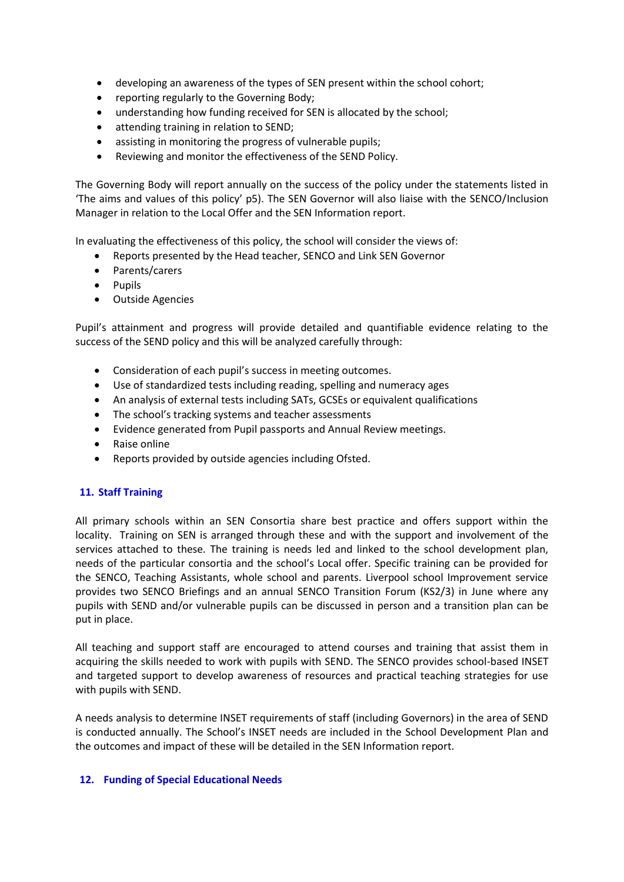- developing an awareness of the types of SEN present within the school cohort;
- reporting regularly to the Governing Body;
- understanding how funding received for SEN is allocated by the school;
- attending training in relation to SEND;
- assisting in monitoring the progress of vulnerable pupils;
- Reviewing and monitor the effectiveness of the SEND Policy.

The Governing Body will report annually on the success of the policy under the statements listed in 'The aims and values of this policy' p5). The SEN Governor will also liaise with the SENCO/Inclusion Manager in relation to the Local Offer and the SEN Information report.

In evaluating the effectiveness of this policy, the school will consider the views of:

- Reports presented by the Head teacher, SENCO and Link SEN Governor
- Parents/carers
- Pupils
- Outside Agencies

Pupil's attainment and progress will provide detailed and quantifiable evidence relating to the success of the SEND policy and this will be analyzed carefully through:

- Consideration of each pupil's success in meeting outcomes.
- Use of standardized tests including reading, spelling and numeracy ages
- An analysis of external tests including SATs, GCSEs or equivalent qualifications
- The school's tracking systems and teacher assessments
- Evidence generated from Pupil passports and Annual Review meetings.
- Raise online
- Reports provided by outside agencies including Ofsted.

## 11. Staff Training

All primary schools within an SEN Consortia share best practice and offers support within the locality. Training on SEN is arranged through these and with the support and involvement of the services attached to these. The training is needs led and linked to the school development plan, needs of the particular consortia and the school's Local offer. Specific training can be provided for the SENCO, Teaching Assistants, whole school and parents. Liverpool school Improvement service provides two SENCO Briefings and an annual SENCO Transition Forum (KS2/3) in June where any pupils with SEND and/or vulnerable pupils can be discussed in person and a transition plan can be put in place.

All teaching and support staff are encouraged to attend courses and training that assist them in acquiring the skills needed to work with pupils with SEND. The SENCO provides school-based INSET and targeted support to develop awareness of resources and practical teaching strategies for use with pupils with SEND.

A needs analysis to determine INSET requirements of staff (including Governors) in the area of SEND is conducted annually. The School's INSET needs are included in the School Development Plan and the outcomes and impact of these will be detailed in the SEN Information report.

## 12. Funding of Special Educational Needs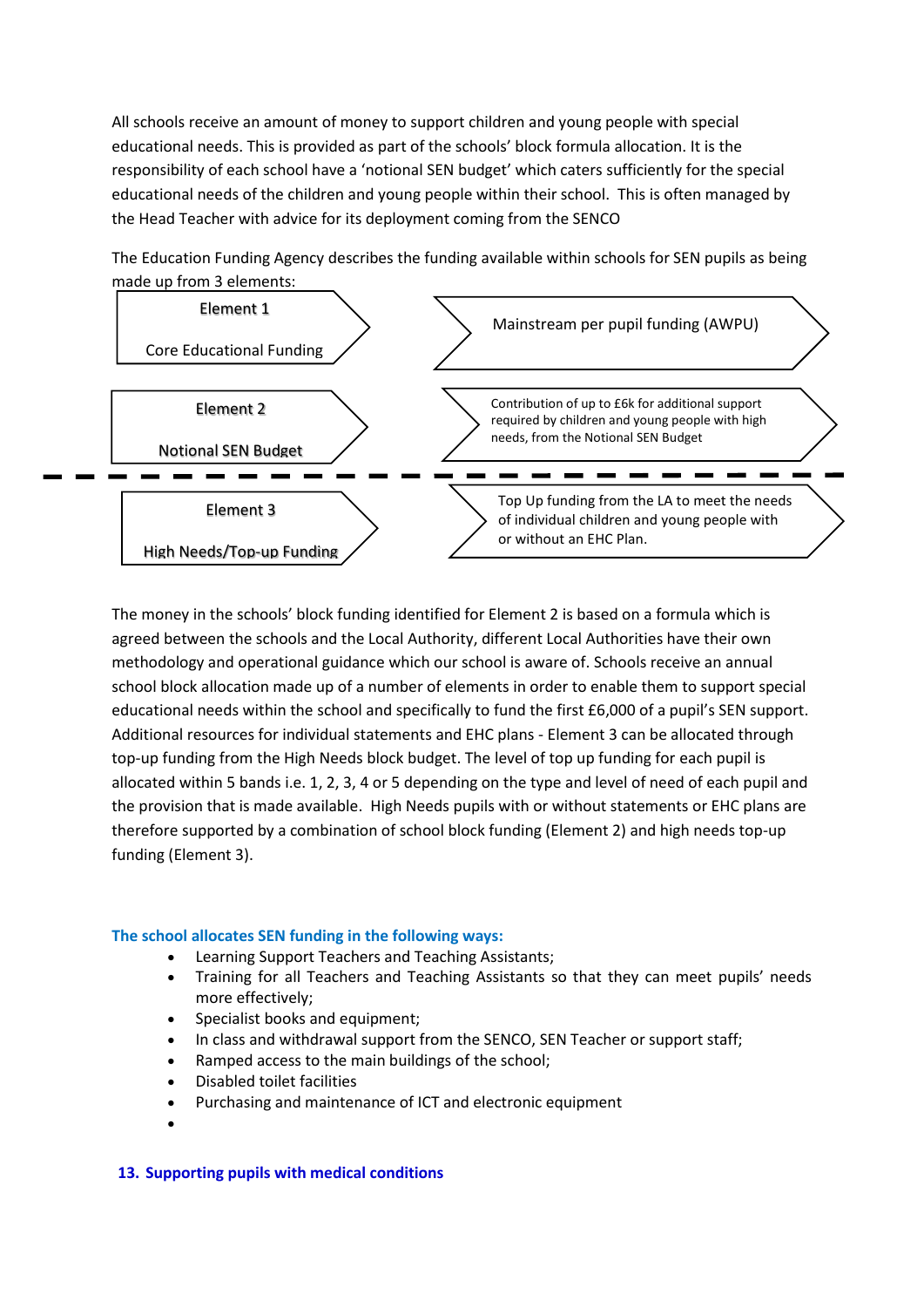All schools receive an amount of money to support children and young people with special educational needs. This is provided as part of the schools' block formula allocation. It is the responsibility of each school have a 'notional SEN budget' which caters sufficiently for the special educational needs of the children and young people within their school. This is often managed by the Head Teacher with advice for its deployment coming from the SENCO

The Education Funding Agency describes the funding available within schools for SEN pupils as being made up from 3 elements:

| Element | Description |
| --- | --- |
| Element 1<br>Core Educational Funding | Mainstream per pupil funding (AWPU) |
| Element 2<br>Notional SEN Budget | Contribution of up to £6k for additional support required by children and young people with high needs, from the Notional SEN Budget |
| Element 3<br>High Needs/Top-up Funding | Top Up funding from the LA to meet the needs of individual children and young people with or without an EHC Plan. |

The money in the schools' block funding identified for Element 2 is based on a formula which is agreed between the schools and the Local Authority, different Local Authorities have their own methodology and operational guidance which our school is aware of. Schools receive an annual school block allocation made up of a number of elements in order to enable them to support special educational needs within the school and specifically to fund the first £6,000 of a pupil's SEN support. Additional resources for individual statements and EHC plans - Element 3 can be allocated through top-up funding from the High Needs block budget. The level of top up funding for each pupil is allocated within 5 bands i.e. 1, 2, 3, 4 or 5 depending on the type and level of need of each pupil and the provision that is made available. High Needs pupils with or without statements or EHC plans are therefore supported by a combination of school block funding (Element 2) and high needs top-up funding (Element 3).

**The school allocates SEN funding in the following ways:**

- Learning Support Teachers and Teaching Assistants;
- Training for all Teachers and Teaching Assistants so that they can meet pupils' needs more effectively;
- Specialist books and equipment;
- In class and withdrawal support from the SENCO, SEN Teacher or support staff;
- Ramped access to the main buildings of the school;
- Disabled toilet facilities
- Purchasing and maintenance of ICT and electronic equipment

## 13. Supporting pupils with medical conditions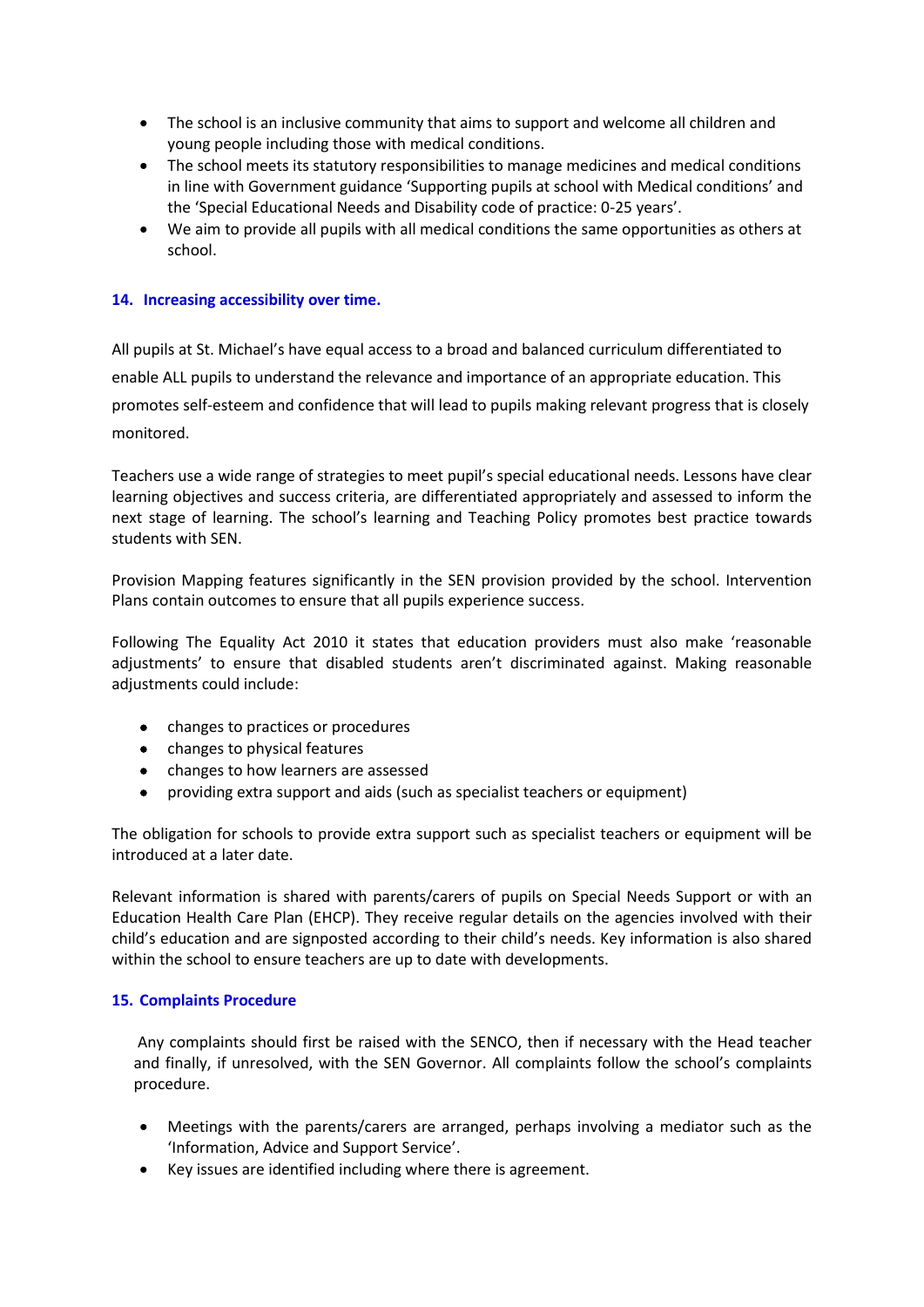- The school is an inclusive community that aims to support and welcome all children and young people including those with medical conditions.
- The school meets its statutory responsibilities to manage medicines and medical conditions in line with Government guidance 'Supporting pupils at school with Medical conditions' and the 'Special Educational Needs and Disability code of practice: 0-25 years'.
- We aim to provide all pupils with all medical conditions the same opportunities as others at school.

## 14. Increasing accessibility over time.

All pupils at St. Michael's have equal access to a broad and balanced curriculum differentiated to enable ALL pupils to understand the relevance and importance of an appropriate education. This promotes self-esteem and confidence that will lead to pupils making relevant progress that is closely monitored.

Teachers use a wide range of strategies to meet pupil's special educational needs. Lessons have clear learning objectives and success criteria, are differentiated appropriately and assessed to inform the next stage of learning. The school's learning and Teaching Policy promotes best practice towards students with SEN.

Provision Mapping features significantly in the SEN provision provided by the school. Intervention Plans contain outcomes to ensure that all pupils experience success.

Following The Equality Act 2010 it states that education providers must also make 'reasonable adjustments' to ensure that disabled students aren't discriminated against. Making reasonable adjustments could include:

- changes to practices or procedures
- changes to physical features
- changes to how learners are assessed
- providing extra support and aids (such as specialist teachers or equipment)

The obligation for schools to provide extra support such as specialist teachers or equipment will be introduced at a later date.

Relevant information is shared with parents/carers of pupils on Special Needs Support or with an Education Health Care Plan (EHCP). They receive regular details on the agencies involved with their child's education and are signposted according to their child's needs. Key information is also shared within the school to ensure teachers are up to date with developments.

## 15. Complaints Procedure

Any complaints should first be raised with the SENCO, then if necessary with the Head teacher and finally, if unresolved, with the SEN Governor. All complaints follow the school's complaints procedure.

- Meetings with the parents/carers are arranged, perhaps involving a mediator such as the 'Information, Advice and Support Service'.
- Key issues are identified including where there is agreement.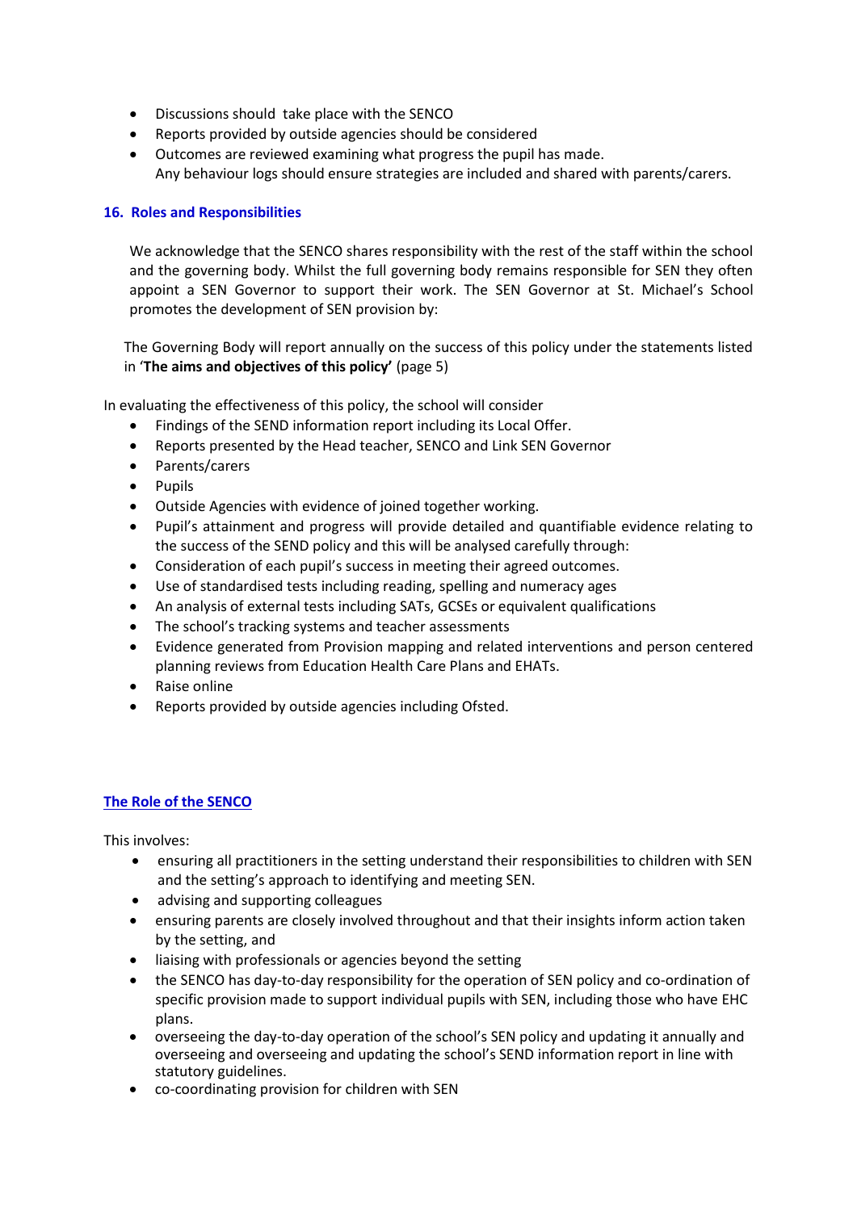- Discussions should take place with the SENCO
- Reports provided by outside agencies should be considered
- Outcomes are reviewed examining what progress the pupil has made.
  Any behaviour logs should ensure strategies are included and shared with parents/carers.

## 16. Roles and Responsibilities

We acknowledge that the SENCO shares responsibility with the rest of the staff within the school and the governing body. Whilst the full governing body remains responsible for SEN they often appoint a SEN Governor to support their work. The SEN Governor at St. Michael's School promotes the development of SEN provision by:

The Governing Body will report annually on the success of this policy under the statements listed in '**The aims and objectives of this policy'** (page 5)

In evaluating the effectiveness of this policy, the school will consider

- Findings of the SEND information report including its Local Offer.
- Reports presented by the Head teacher, SENCO and Link SEN Governor
- Parents/carers
- Pupils
- Outside Agencies with evidence of joined together working.
- Pupil's attainment and progress will provide detailed and quantifiable evidence relating to the success of the SEND policy and this will be analysed carefully through:
- Consideration of each pupil's success in meeting their agreed outcomes.
- Use of standardised tests including reading, spelling and numeracy ages
- An analysis of external tests including SATs, GCSEs or equivalent qualifications
- The school's tracking systems and teacher assessments
- Evidence generated from Provision mapping and related interventions and person centered planning reviews from Education Health Care Plans and EHATs.
- Raise online
- Reports provided by outside agencies including Ofsted.

## The Role of the SENCO

This involves:

- ensuring all practitioners in the setting understand their responsibilities to children with SEN and the setting's approach to identifying and meeting SEN.
- advising and supporting colleagues
- ensuring parents are closely involved throughout and that their insights inform action taken by the setting, and
- liaising with professionals or agencies beyond the setting
- the SENCO has day-to-day responsibility for the operation of SEN policy and co-ordination of specific provision made to support individual pupils with SEN, including those who have EHC plans.
- overseeing the day-to-day operation of the school's SEN policy and updating it annually and overseeing and overseeing and updating the school's SEND information report in line with statutory guidelines.
- co-coordinating provision for children with SEN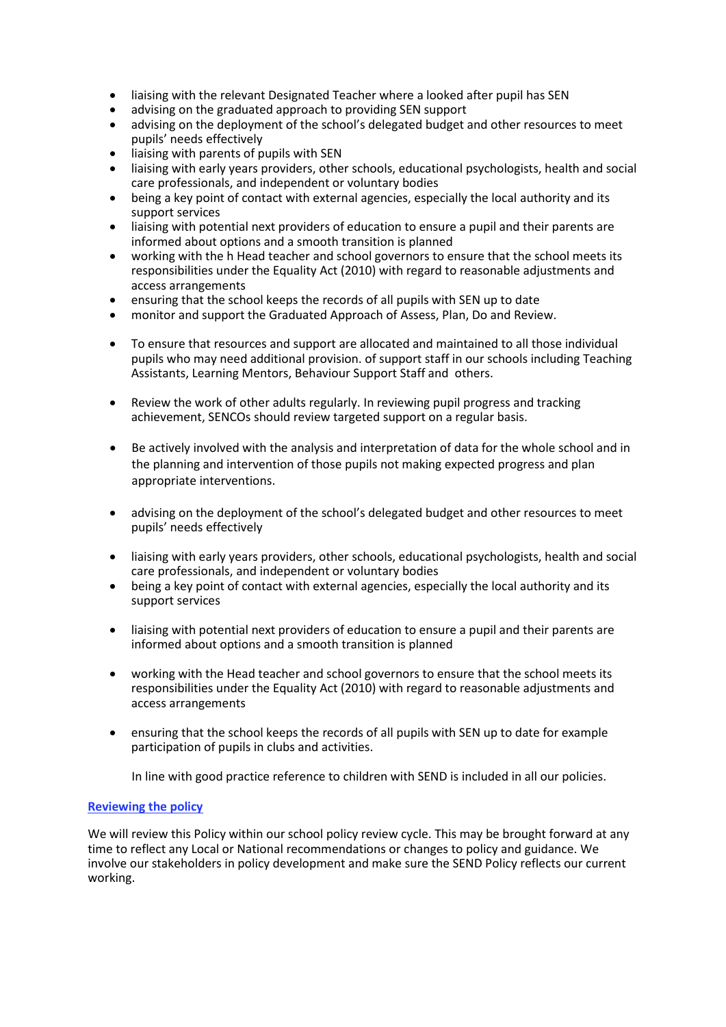- liaising with the relevant Designated Teacher where a looked after pupil has SEN
- advising on the graduated approach to providing SEN support
- advising on the deployment of the school's delegated budget and other resources to meet pupils' needs effectively
- liaising with parents of pupils with SEN
- liaising with early years providers, other schools, educational psychologists, health and social care professionals, and independent or voluntary bodies
- being a key point of contact with external agencies, especially the local authority and its support services
- liaising with potential next providers of education to ensure a pupil and their parents are informed about options and a smooth transition is planned
- working with the h Head teacher and school governors to ensure that the school meets its responsibilities under the Equality Act (2010) with regard to reasonable adjustments and access arrangements
- ensuring that the school keeps the records of all pupils with SEN up to date
- monitor and support the Graduated Approach of Assess, Plan, Do and Review.

- To ensure that resources and support are allocated and maintained to all those individual pupils who may need additional provision. of support staff in our schools including Teaching Assistants, Learning Mentors, Behaviour Support Staff and others.

- Review the work of other adults regularly. In reviewing pupil progress and tracking achievement, SENCOs should review targeted support on a regular basis.

- Be actively involved with the analysis and interpretation of data for the whole school and in the planning and intervention of those pupils not making expected progress and plan appropriate interventions.

- advising on the deployment of the school's delegated budget and other resources to meet pupils' needs effectively

- liaising with early years providers, other schools, educational psychologists, health and social care professionals, and independent or voluntary bodies
- being a key point of contact with external agencies, especially the local authority and its support services

- liaising with potential next providers of education to ensure a pupil and their parents are informed about options and a smooth transition is planned

- working with the Head teacher and school governors to ensure that the school meets its responsibilities under the Equality Act (2010) with regard to reasonable adjustments and access arrangements

- ensuring that the school keeps the records of all pupils with SEN up to date for example participation of pupils in clubs and activities.

In line with good practice reference to children with SEND is included in all our policies.

**Reviewing the policy**

We will review this Policy within our school policy review cycle. This may be brought forward at any time to reflect any Local or National recommendations or changes to policy and guidance. We involve our stakeholders in policy development and make sure the SEND Policy reflects our current working.